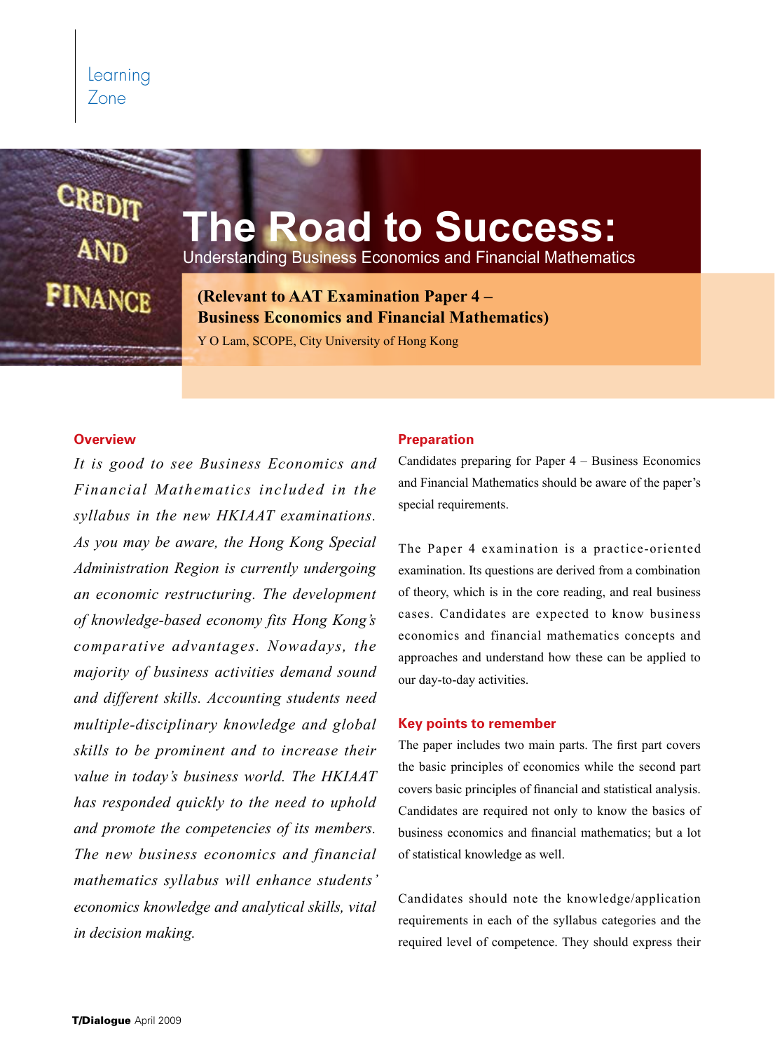# The Road to Success:

## Understanding Business Economics and Financial Mathematics

**(Relevant to AAT Examination Paper 4 – Business Economics and Financial Mathematics)**

Y O Lam, SCOPE, City University of Hong Kong

### Overview

*It is good to see Business Economics and Financial Mathematics included in the syllabus in the new HKIAAT examinations. As you may be aware, the Hong Kong Special Administration Region is currently undergoing an economic restructuring. The development of knowledge-based economy fits Hong Kong's comparative advantages. Nowadays, the majority of business activities demand sound and different skills. Accounting students need multiple-disciplinary knowledge and global skills to be prominent and to increase their value in today's business world. The HKIAAT has responded quickly to the need to uphold and promote the competencies of its members. The new business economics and financial mathematics syllabus will enhance students' economics knowledge and analytical skills, vital in decision making.*

### Preparation

Candidates preparing for Paper 4 – Business Economics and Financial Mathematics should be aware of the paper's special requirements.

The Paper 4 examination is a practice-oriented examination. Its questions are derived from a combination of theory, which is in the core reading, and real business cases. Candidates are expected to know business economics and financial mathematics concepts and approaches and understand how these can be applied to our day-to-day activities.

### Key points to remember

The paper includes two main parts. The first part covers the basic principles of economics while the second part covers basic principles of financial and statistical analysis. Candidates are required not only to know the basics of business economics and financial mathematics; but a lot of statistical knowledge as well.

Candidates should note the knowledge/application requirements in each of the syllabus categories and the required level of competence. They should express their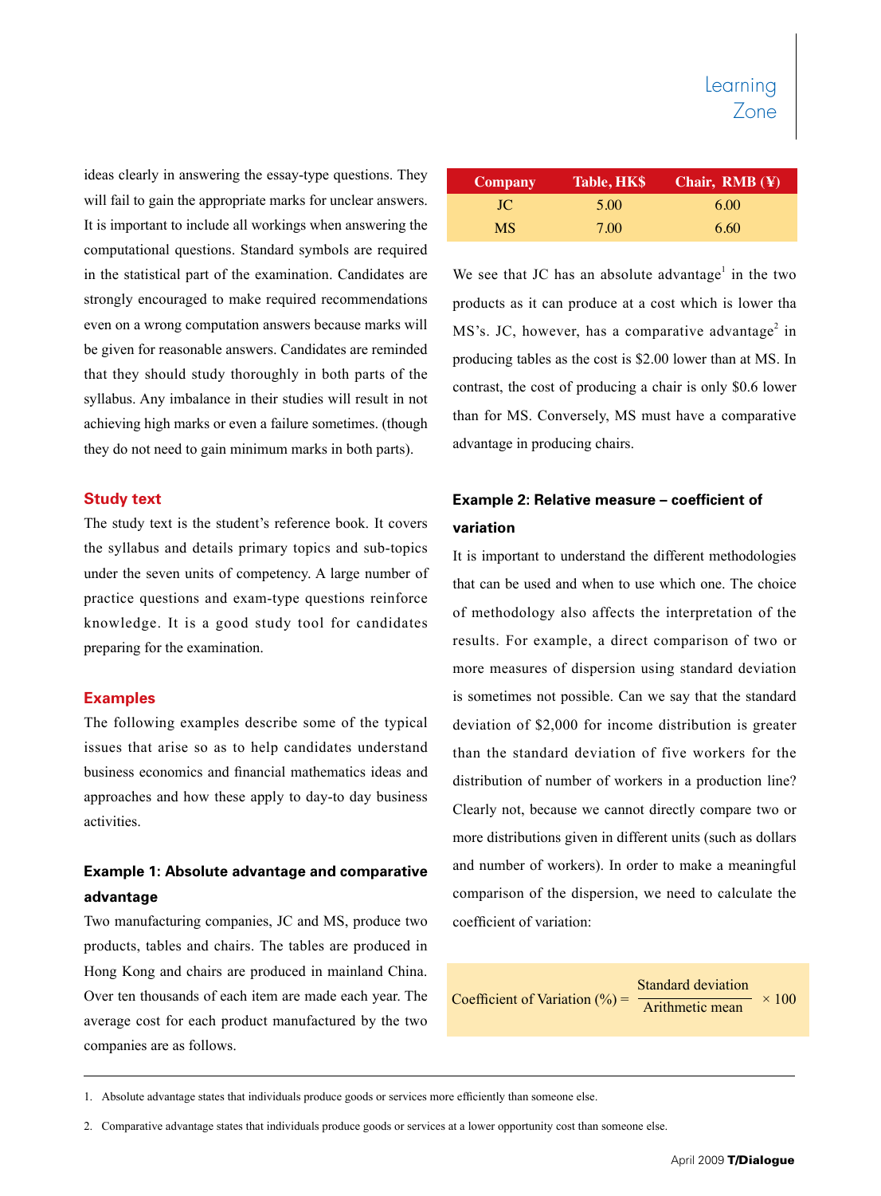ideas clearly in answering the essay-type questions. They will fail to gain the appropriate marks for unclear answers. It is important to include all workings when answering the computational questions. Standard symbols are required in the statistical part of the examination. Candidates are strongly encouraged to make required recommendations even on a wrong computation answers because marks will be given for reasonable answers. Candidates are reminded that they should study thoroughly in both parts of the syllabus. Any imbalance in their studies will result in not achieving high marks or even a failure sometimes. (though they do not need to gain minimum marks in both parts).

### Study text

The study text is the student's reference book. It covers the syllabus and details primary topics and sub-topics under the seven units of competency. A large number of practice questions and exam-type questions reinforce knowledge. It is a good study tool for candidates preparing for the examination.

### Examples

The following examples describe some of the typical issues that arise so as to help candidates understand business economics and financial mathematics ideas and approaches and how these apply to day-to day business activities.

#### Example 1: Absolute advantage and comparative advantage

Two manufacturing companies, JC and MS, produce two products, tables and chairs. The tables are produced in Hong Kong and chairs are produced in mainland China. Over ten thousands of each item are made each year. The average cost for each product manufactured by the two companies are as follows.

| Company | Table, HK$ | Chair, RMB (¥) |
|---|---|---|
| JC | 5.00 | 6.00 |
| MS | 7.00 | 6.60 |

We see that JC has an absolute advantage[1] in the two products as it can produce at a cost which is lower tha MS's. JC, however, has a comparative advantage[2] in producing tables as the cost is $2.00 lower than at MS. In contrast, the cost of producing a chair is only $0.6 lower than for MS. Conversely, MS must have a comparative advantage in producing chairs.

#### Example 2: Relative measure – coefficient of variation

It is important to understand the different methodologies that can be used and when to use which one. The choice of methodology also affects the interpretation of the results. For example, a direct comparison of two or more measures of dispersion using standard deviation is sometimes not possible. Can we say that the standard deviation of $2,000 for income distribution is greater than the standard deviation of five workers for the distribution of number of workers in a production line? Clearly not, because we cannot directly compare two or more distributions given in different units (such as dollars and number of workers). In order to make a meaningful comparison of the dispersion, we need to calculate the coefficient of variation:

$$\text{Coefficient of Variation (\%)} = \frac{\text{Standard deviation}}{\text{Arithmetic mean}} \times 100$$

---

1. Absolute advantage states that individuals produce goods or services more efficiently than someone else.

2. Comparative advantage states that individuals produce goods or services at a lower opportunity cost than someone else.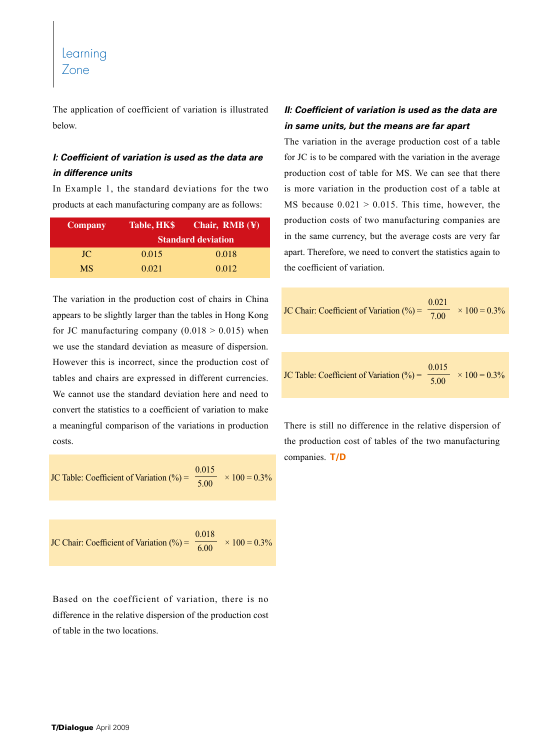## Learning Zone

The application of coefficient of variation is illustrated below.

***I: Coefficient of variation is used as the data are in difference units***

In Example 1, the standard deviations for the two products at each manufacturing company are as follows:

| Company | Table, HK$ | Chair, RMB (¥) |
|---|---|---|
| | Standard deviation | |
| JC | 0.015 | 0.018 |
| MS | 0.021 | 0.012 |

The variation in the production cost of chairs in China appears to be slightly larger than the tables in Hong Kong for JC manufacturing company (0.018 > 0.015) when we use the standard deviation as measure of dispersion. However this is incorrect, since the production cost of tables and chairs are expressed in different currencies. We cannot use the standard deviation here and need to convert the statistics to a coefficient of variation to make a meaningful comparison of the variations in production costs.

$$\text{JC Table: Coefficient of Variation (\%)} = \frac{0.015}{5.00} \times 100 = 0.3\%$$

$$\text{JC Chair: Coefficient of Variation (\%)} = \frac{0.018}{6.00} \times 100 = 0.3\%$$

Based on the coefficient of variation, there is no difference in the relative dispersion of the production cost of table in the two locations.

***II: Coefficient of variation is used as the data are in same units, but the means are far apart***

The variation in the average production cost of a table for JC is to be compared with the variation in the average production cost of table for MS. We can see that there is more variation in the production cost of a table at MS because 0.021 > 0.015. This time, however, the production costs of two manufacturing companies are in the same currency, but the average costs are very far apart. Therefore, we need to convert the statistics again to the coefficient of variation.

$$\text{JC Chair: Coefficient of Variation (\%)} = \frac{0.021}{7.00} \times 100 = 0.3\%$$

$$\text{JC Table: Coefficient of Variation (\%)} = \frac{0.015}{5.00} \times 100 = 0.3\%$$

There is still no difference in the relative dispersion of the production cost of tables of the two manufacturing companies. **T/D**